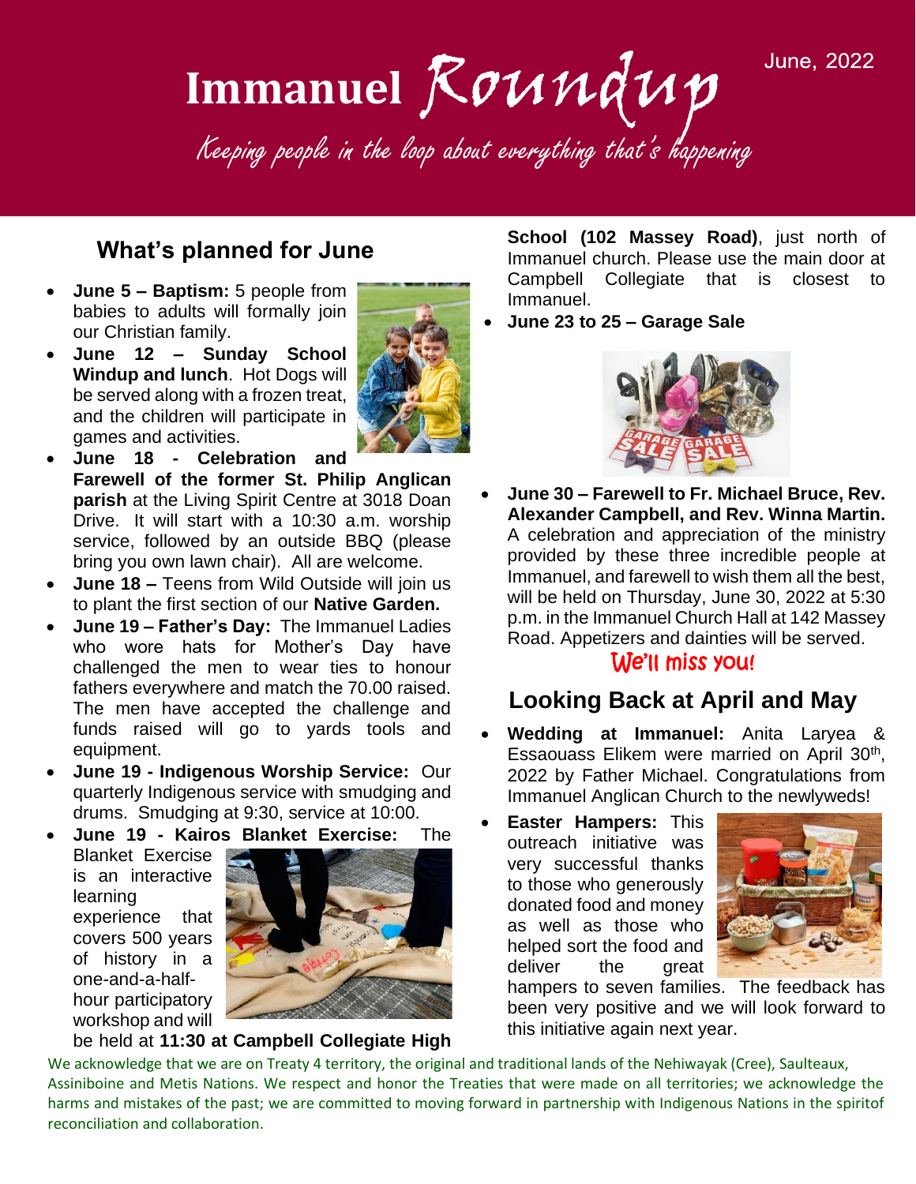# Immanuel *Roundup*

June, 2022

*Keeping people in the loop about everything that's happening*

## What's planned for June

- **June 5 – Baptism:** 5 people from babies to adults will formally join our Christian family.
- **June 12 – Sunday School Windup and lunch**. Hot Dogs will be served along with a frozen treat, and the children will participate in games and activities.
- **June 18 - Celebration and Farewell of the former St. Philip Anglican parish** at the Living Spirit Centre at 3018 Doan Drive. It will start with a 10:30 a.m. worship service, followed by an outside BBQ (please bring you own lawn chair). All are welcome.
- **June 18 –** Teens from Wild Outside will join us to plant the first section of our **Native Garden.**
- **June 19 – Father's Day:** The Immanuel Ladies who wore hats for Mother's Day have challenged the men to wear ties to honour fathers everywhere and match the 70.00 raised. The men have accepted the challenge and funds raised will go to yards tools and equipment.
- **June 19 - Indigenous Worship Service:** Our quarterly Indigenous service with smudging and drums. Smudging at 9:30, service at 10:00.
- **June 19 - Kairos Blanket Exercise:** The Blanket Exercise is an interactive learning experience that covers 500 years of history in a one-and-a-half-hour participatory workshop and will be held at **11:30 at Campbell Collegiate High School (102 Massey Road)**, just north of Immanuel church. Please use the main door at Campbell Collegiate that is closest to Immanuel.
- **June 23 to 25 – Garage Sale**
- **June 30 – Farewell to Fr. Michael Bruce, Rev. Alexander Campbell, and Rev. Winna Martin.** A celebration and appreciation of the ministry provided by these three incredible people at Immanuel, and farewell to wish them all the best, will be held on Thursday, June 30, 2022 at 5:30 p.m. in the Immanuel Church Hall at 142 Massey Road. Appetizers and dainties will be served.

**We'll miss you!**

## Looking Back at April and May

- **Wedding at Immanuel:** Anita Laryea & Essaouass Elikem were married on April 30th, 2022 by Father Michael. Congratulations from Immanuel Anglican Church to the newlyweds!
- **Easter Hampers:** This outreach initiative was very successful thanks to those who generously donated food and money as well as those who helped sort the food and deliver the great hampers to seven families. The feedback has been very positive and we will look forward to this initiative again next year.

We acknowledge that we are on Treaty 4 territory, the original and traditional lands of the Nehiwayak (Cree), Saulteaux, Assiniboine and Metis Nations. We respect and honor the Treaties that were made on all territories; we acknowledge the harms and mistakes of the past; we are committed to moving forward in partnership with Indigenous Nations in the spiritof reconciliation and collaboration.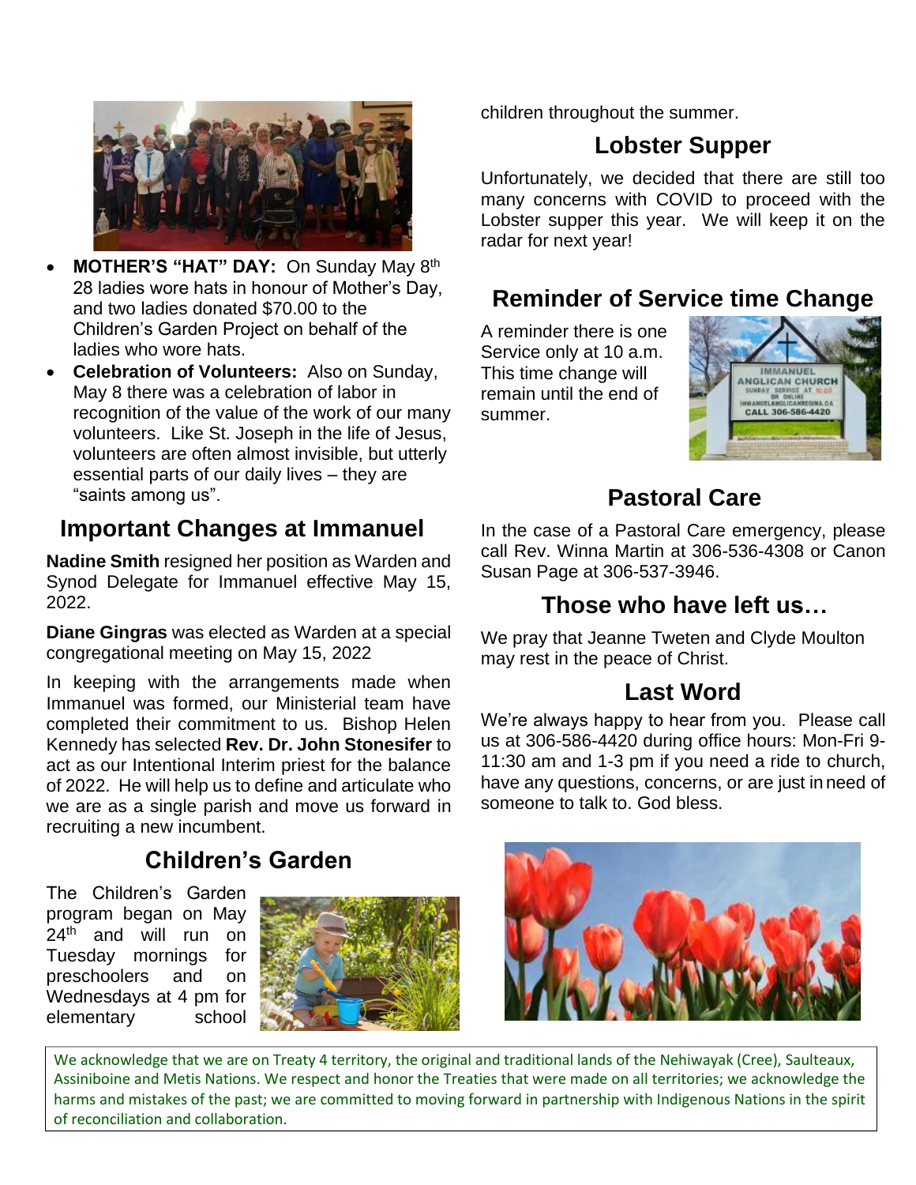- **MOTHER'S "HAT" DAY:** On Sunday May 8th 28 ladies wore hats in honour of Mother's Day, and two ladies donated $70.00 to the Children's Garden Project on behalf of the ladies who wore hats.
- **Celebration of Volunteers:** Also on Sunday, May 8 there was a celebration of labor in recognition of the value of the work of our many volunteers. Like St. Joseph in the life of Jesus, volunteers are often almost invisible, but utterly essential parts of our daily lives – they are "saints among us".

## Important Changes at Immanuel

**Nadine Smith** resigned her position as Warden and Synod Delegate for Immanuel effective May 15, 2022.

**Diane Gingras** was elected as Warden at a special congregational meeting on May 15, 2022

In keeping with the arrangements made when Immanuel was formed, our Ministerial team have completed their commitment to us. Bishop Helen Kennedy has selected **Rev. Dr. John Stonesifer** to act as our Intentional Interim priest for the balance of 2022. He will help us to define and articulate who we are as a single parish and move us forward in recruiting a new incumbent.

## Children's Garden

The Children's Garden program began on May 24th and will run on Tuesday mornings for preschoolers and on Wednesdays at 4 pm for elementary school children throughout the summer.

## Lobster Supper

Unfortunately, we decided that there are still too many concerns with COVID to proceed with the Lobster supper this year. We will keep it on the radar for next year!

## Reminder of Service time Change

A reminder there is one Service only at 10 a.m. This time change will remain until the end of summer.

## Pastoral Care

In the case of a Pastoral Care emergency, please call Rev. Winna Martin at 306-536-4308 or Canon Susan Page at 306-537-3946.

## Those who have left us…

We pray that Jeanne Tweten and Clyde Moulton may rest in the peace of Christ.

## Last Word

We're always happy to hear from you. Please call us at 306-586-4420 during office hours: Mon-Fri 9-11:30 am and 1-3 pm if you need a ride to church, have any questions, concerns, or are just in need of someone to talk to. God bless.

We acknowledge that we are on Treaty 4 territory, the original and traditional lands of the Nehiwayak (Cree), Saulteaux, Assiniboine and Metis Nations. We respect and honor the Treaties that were made on all territories; we acknowledge the harms and mistakes of the past; we are committed to moving forward in partnership with Indigenous Nations in the spirit of reconciliation and collaboration.